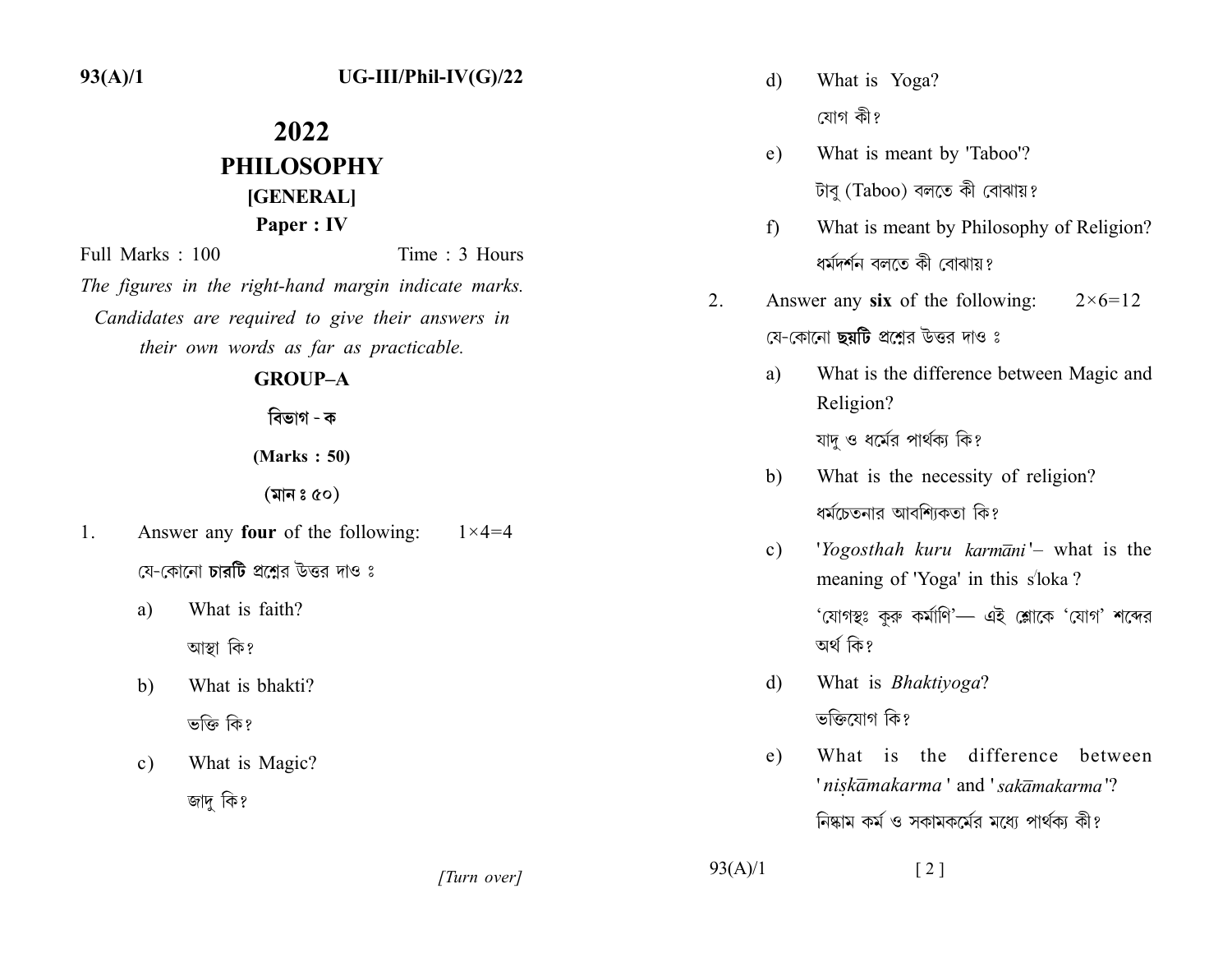# 2022
# PHILOSOPHY
## [GENERAL]
### Paper : IV

Full Marks : 100 Time : 3 Hours

*The figures in the right-hand margin indicate marks. Candidates are required to give their answers in their own words as far as practicable.*

## GROUP–A

## বিভাগ - ক

**(Marks : 50)**

**(মান ঃ ৫০)**

1. Answer any **four** of the following: $1\times4=4$

   যে-কোনো **চারটি** প্রশ্নের উত্তর দাও ঃ

   a) What is faith?

   আস্থা কি?

   b) What is bhakti?

   ভক্তি কি?

   c) What is Magic?

   জাদু কি?

   d) What is Yoga?

   যোগ কী?

   e) What is meant by 'Taboo'?

   টাবু (Taboo) বলতে কী বোঝায়?

   f) What is meant by Philosophy of Religion?

   ধর্মদর্শন বলতে কী বোঝায়?

2. Answer any **six** of the following: $2\times6=12$

   যে-কোনো **ছয়টি** প্রশ্নের উত্তর দাও ঃ

   a) What is the difference between Magic and Religion?

   যাদু ও ধর্মের পার্থক্য কি?

   b) What is the necessity of religion?

   ধর্মচেতনার আবশ্যিকতা কি?

   c) '*Yogosthah kuru karmāni*'– what is the meaning of 'Yoga' in this śloka ?

   'যোগস্থঃ কুরু কর্মাণি'— এই শ্লোকে 'যোগ' শব্দের অর্থ কি?

   d) What is *Bhaktiyoga*?

   ভক্তিযোগ কি?

   e) What is the difference between '*niṣkāmakarma*' and '*sakāmakarma*'?

   নিষ্কাম কর্ম ও সকামকর্মের মধ্যে পার্থক্য কী?

[Turn over]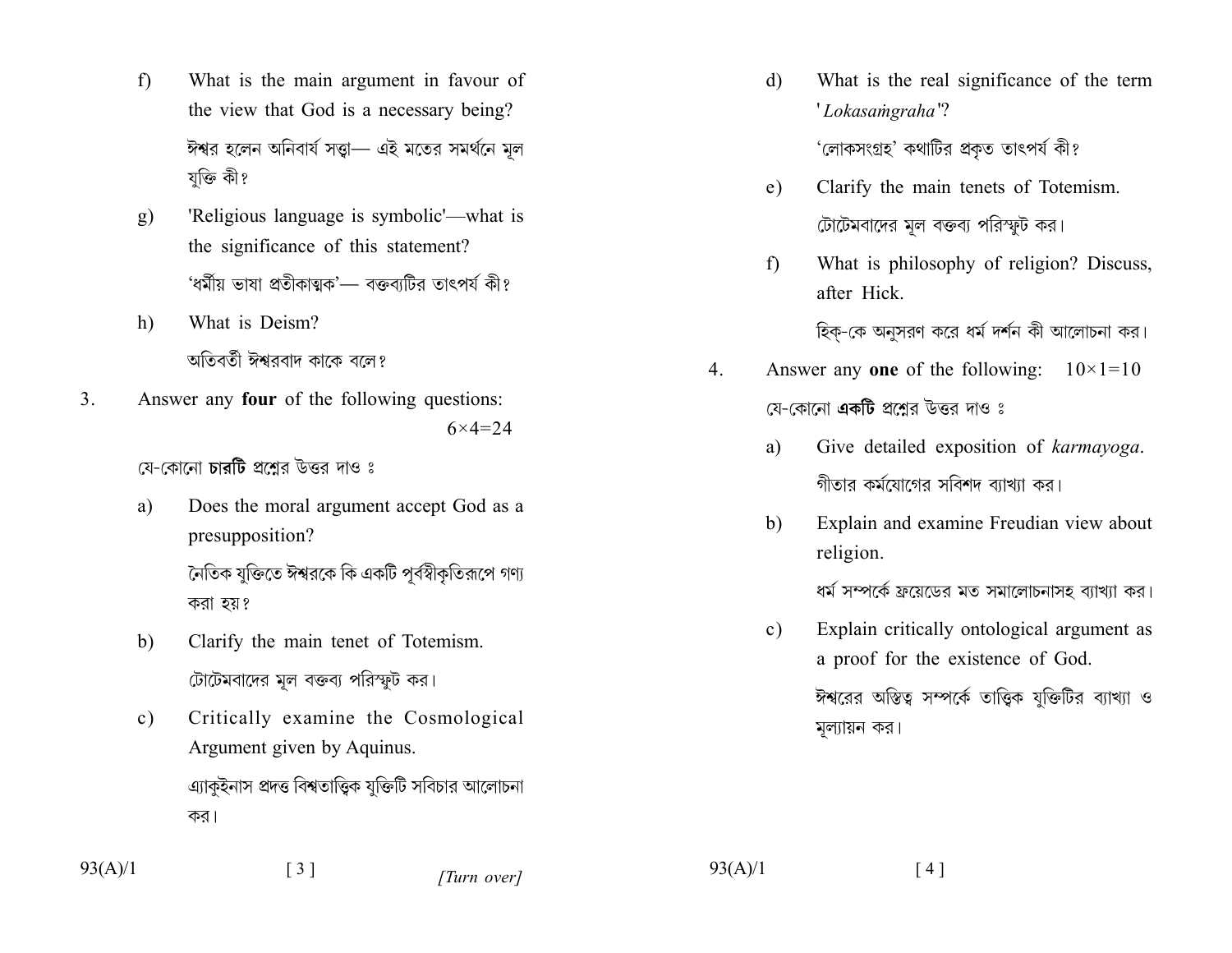f) What is the main argument in favour of the view that God is a necessary being?

ঈশ্বর হলেন অনিবার্য সত্ত্বা— এই মতের সমর্থনে মূল যুক্তি কী?

g) 'Religious language is symbolic'—what is the significance of this statement?

'ধর্মীয় ভাষা প্রতীকাত্মক'— বক্তব্যটির তাৎপর্য কী?

h) What is Deism?

অতিবর্তী ঈশ্বরবাদ কাকে বলে?

3. Answer any **four** of the following questions: $6 \times 4 = 24$

যে-কোনো **চারটি** প্রশ্নের উত্তর দাও ঃ

a) Does the moral argument accept God as a presupposition?

নৈতিক যুক্তিতে ঈশ্বরকে কি একটি পূর্বস্বীকৃতিরূপে গণ্য করা হয়?

b) Clarify the main tenet of Totemism.

টোটেমবাদের মূল বক্তব্য পরিস্ফুট কর।

c) Critically examine the Cosmological Argument given by Aquinus.

এ্যাকুইনাস প্রদত্ত বিশ্বতাত্ত্বিক যুক্তিটি সবিচার আলোচনা কর।

d) What is the real significance of the term '*Lokasaṁgraha*'?

'লোকসংগ্রহ' কথাটির প্রকৃত তাৎপর্য কী?

e) Clarify the main tenets of Totemism.

টোটেমবাদের মূল বক্তব্য পরিস্ফুট কর।

f) What is philosophy of religion? Discuss, after Hick.

হিক্-কে অনুসরণ করে ধর্ম দর্শন কী আলোচনা কর।

4. Answer any **one** of the following: $10 \times 1 = 10$

যে-কোনো **একটি** প্রশ্নের উত্তর দাও ঃ

a) Give detailed exposition of *karmayoga*.

গীতার কর্মযোগের সবিশদ ব্যাখ্যা কর।

b) Explain and examine Freudian view about religion.

ধর্ম সম্পর্কে ফ্রয়েডের মত সমালোচনাসহ ব্যাখ্যা কর।

c) Explain critically ontological argument as a proof for the existence of God.

ঈশ্বরের অস্তিত্ব সম্পর্কে তাত্ত্বিক যুক্তিটির ব্যাখ্যা ও মূল্যায়ন কর।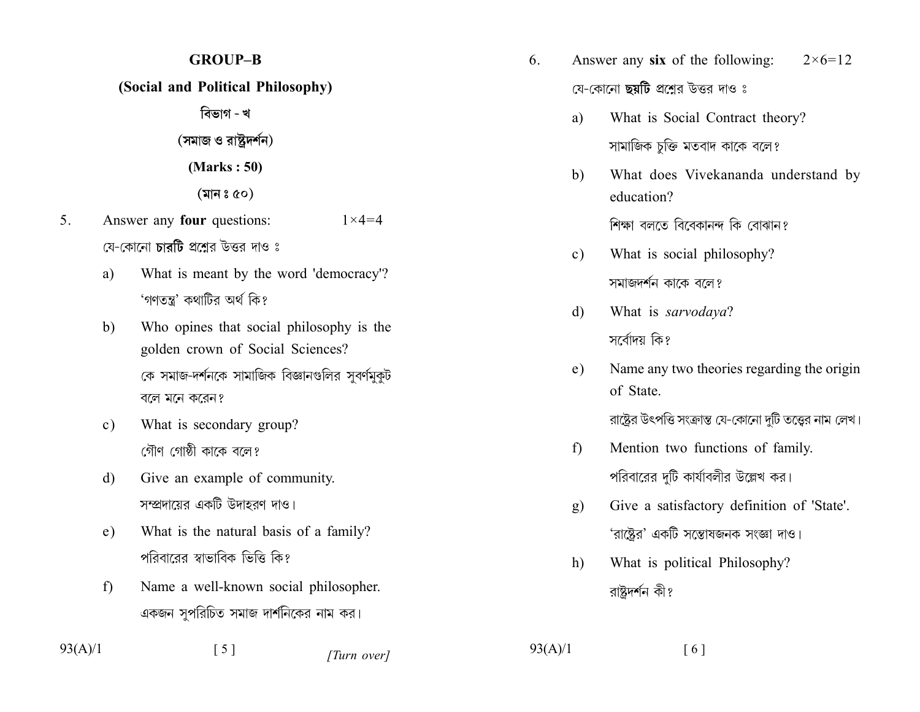## GROUP–B

### (Social and Political Philosophy)

### বিভাগ - খ

### (সমাজ ও রাষ্ট্রদর্শন)

**(Marks : 50)**

**(মান ঃ ৫০)**

5. Answer any **four** questions: $1\times4=4$

   যে-কোনো **চারটি** প্রশ্নের উত্তর দাও ঃ

   a) What is meant by the word 'democracy'?

      ‘গণতন্ত্র’ কথাটির অর্থ কি?

   b) Who opines that social philosophy is the golden crown of Social Sciences?

      কে সমাজ-দর্শনকে সামাজিক বিজ্ঞানগুলির সুবর্ণমুকুট বলে মনে করেন?

   c) What is secondary group?

      গৌণ গোষ্ঠী কাকে বলে?

   d) Give an example of community.

      সম্প্রদায়ের একটি উদাহরণ দাও।

   e) What is the natural basis of a family?

      পরিবারের স্বাভাবিক ভিত্তি কি?

   f) Name a well-known social philosopher.

      একজন সুপরিচিত সমাজ দার্শনিকের নাম কর।

6. Answer any **six** of the following: $2\times6=12$

   যে-কোনো **ছয়টি** প্রশ্নের উত্তর দাও ঃ

   a) What is Social Contract theory?

      সামাজিক চুক্তি মতবাদ কাকে বলে?

   b) What does Vivekananda understand by education?

      শিক্ষা বলতে বিবেকানন্দ কি বোঝান?

   c) What is social philosophy?

      সমাজদর্শন কাকে বলে?

   d) What is *sarvodaya*?

      সর্বোদয় কি?

   e) Name any two theories regarding the origin of State.

      রাষ্ট্রের উৎপত্তি সংক্রান্ত যে-কোনো দুটি তত্ত্বের নাম লেখ।

   f) Mention two functions of family.

      পরিবারের দুটি কার্যাবলীর উল্লেখ কর।

   g) Give a satisfactory definition of 'State'.

      ‘রাষ্ট্রের’ একটি সন্তোষজনক সংজ্ঞা দাও।

   h) What is political Philosophy?

      রাষ্ট্রদর্শন কী?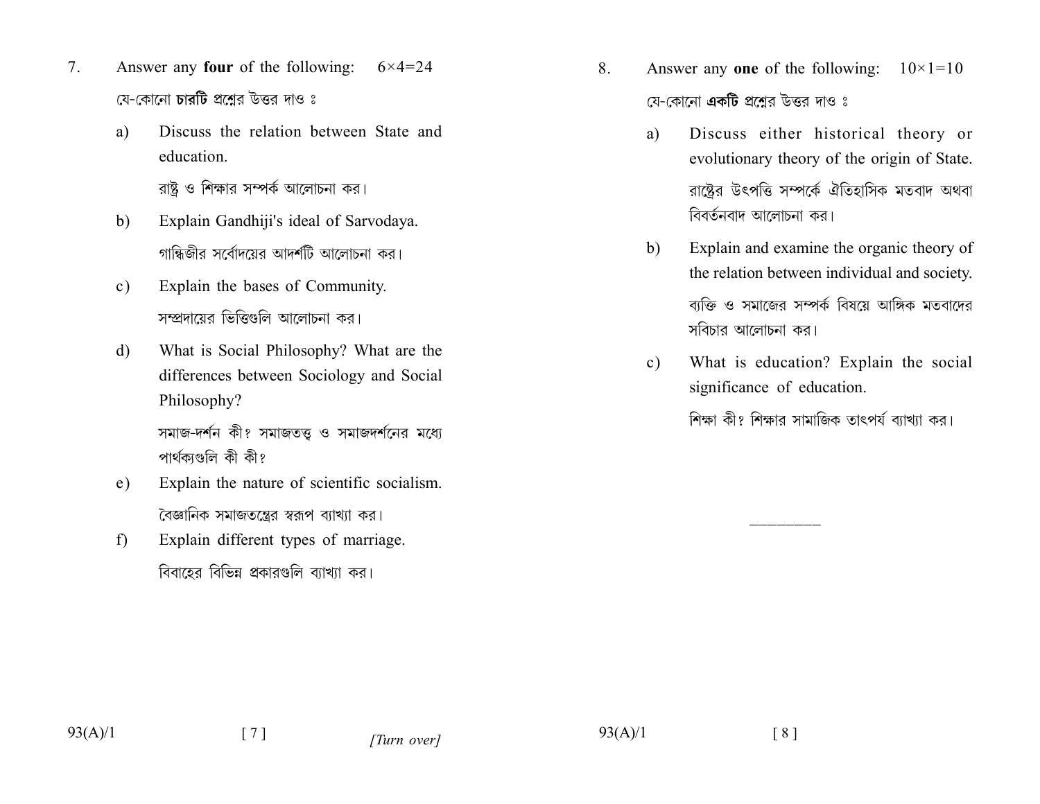7. Answer any **four** of the following: 6×4=24

   যে-কোনো **চারটি** প্রশ্নের উত্তর দাও ঃ

   a) Discuss the relation between State and education.

      রাষ্ট্র ও শিক্ষার সম্পর্ক আলোচনা কর।

   b) Explain Gandhiji's ideal of Sarvodaya.

      গান্ধিজীর সর্বোদয়ের আদর্শটি আলোচনা কর।

   c) Explain the bases of Community.

      সম্প্রদায়ের ভিত্তিগুলি আলোচনা কর।

   d) What is Social Philosophy? What are the differences between Sociology and Social Philosophy?

      সমাজ-দর্শন কী? সমাজতত্ত্ব ও সমাজদর্শনের মধ্যে পার্থক্যগুলি কী কী?

   e) Explain the nature of scientific socialism.

      বৈজ্ঞানিক সমাজতন্ত্রের স্বরূপ ব্যাখ্যা কর।

   f) Explain different types of marriage.

      বিবাহের বিভিন্ন প্রকারগুলি ব্যাখ্যা কর।

8. Answer any **one** of the following: 10×1=10

   যে-কোনো **একটি** প্রশ্নের উত্তর দাও ঃ

   a) Discuss either historical theory or evolutionary theory of the origin of State.

      রাষ্ট্রের উৎপত্তি সম্পর্কে ঐতিহাসিক মতবাদ অথবা বিবর্তনবাদ আলোচনা কর।

   b) Explain and examine the organic theory of the relation between individual and society.

      ব্যক্তি ও সমাজের সম্পর্ক বিষয়ে আঙ্গিক মতবাদের সবিচার আলোচনা কর।

   c) What is education? Explain the social significance of education.

      শিক্ষা কী? শিক্ষার সামাজিক তাৎপর্য ব্যাখ্যা কর।

———————